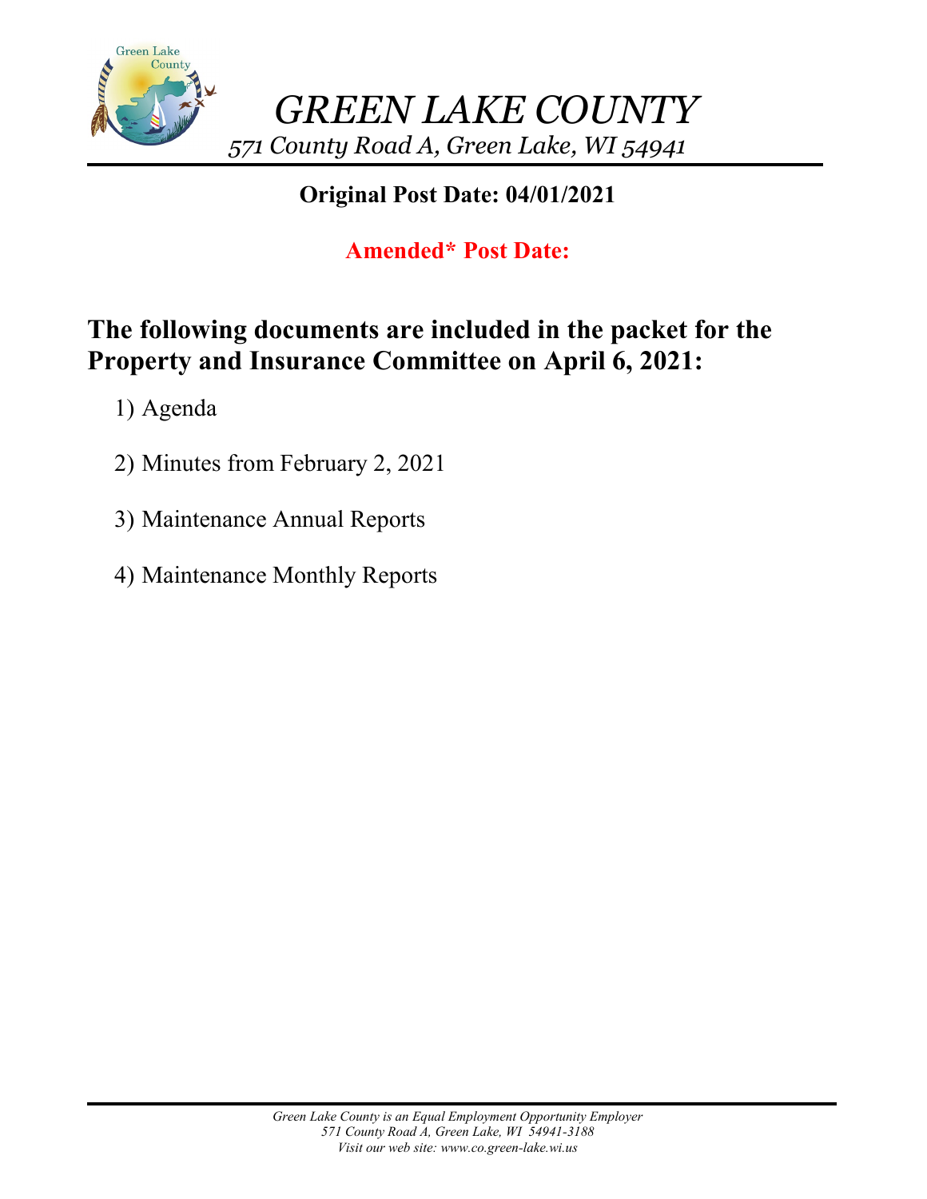# *GREEN LAKE COUNTY*

*571 County Road A, Green Lake, WI 54941*

**Original Post Date: 04/01/2021**

**Amended* Post Date:**

## The following documents are included in the packet for the Property and Insurance Committee on April 6, 2021:

1) Agenda
2) Minutes from February 2, 2021
3) Maintenance Annual Reports
4) Maintenance Monthly Reports

*Green Lake County is an Equal Employment Opportunity Employer*
*571 County Road A, Green Lake, WI 54941-3188*
*Visit our web site: www.co.green-lake.wi.us*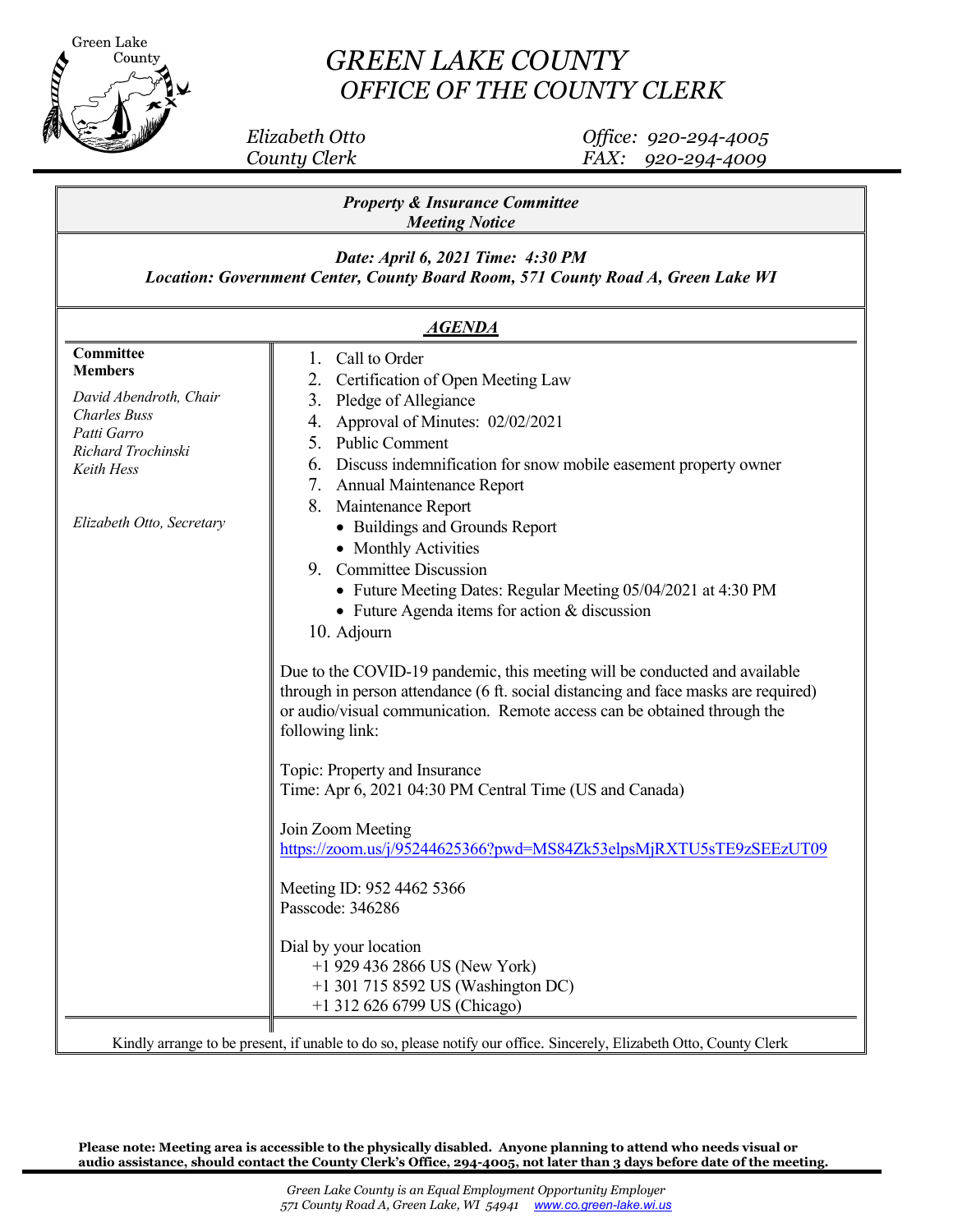# GREEN LAKE COUNTY
## OFFICE OF THE COUNTY CLERK

*Elizabeth Otto*
*County Clerk*

*Office: 920-294-4005*
*FAX: 920-294-4009*

***Property & Insurance Committee***
***Meeting Notice***

***Date: April 6, 2021 Time: 4:30 PM***
***Location: Government Center, County Board Room, 571 County Road A, Green Lake WI***

***AGENDA***

**Committee Members**

*David Abendroth, Chair*
*Charles Buss*
*Patti Garro*
*Richard Trochinski*
*Keith Hess*

*Elizabeth Otto, Secretary*

1. Call to Order
2. Certification of Open Meeting Law
3. Pledge of Allegiance
4. Approval of Minutes: 02/02/2021
5. Public Comment
6. Discuss indemnification for snow mobile easement property owner
7. Annual Maintenance Report
8. Maintenance Report
   - Buildings and Grounds Report
   - Monthly Activities
9. Committee Discussion
   - Future Meeting Dates: Regular Meeting 05/04/2021 at 4:30 PM
   - Future Agenda items for action & discussion
10. Adjourn

Due to the COVID-19 pandemic, this meeting will be conducted and available through in person attendance (6 ft. social distancing and face masks are required) or audio/visual communication. Remote access can be obtained through the following link:

Topic: Property and Insurance
Time: Apr 6, 2021 04:30 PM Central Time (US and Canada)

Join Zoom Meeting
https://zoom.us/j/95244625366?pwd=MS84Zk53elpsMjRXTU5sTE9zSEEzUT09

Meeting ID: 952 4462 5366
Passcode: 346286

Dial by your location
+1 929 436 2866 US (New York)
+1 301 715 8592 US (Washington DC)
+1 312 626 6799 US (Chicago)

Kindly arrange to be present, if unable to do so, please notify our office. Sincerely, Elizabeth Otto, County Clerk

**Please note: Meeting area is accessible to the physically disabled. Anyone planning to attend who needs visual or audio assistance, should contact the County Clerk's Office, 294-4005, not later than 3 days before date of the meeting.**

*Green Lake County is an Equal Employment Opportunity Employer*
*571 County Road A, Green Lake, WI 54941 www.co.green-lake.wi.us*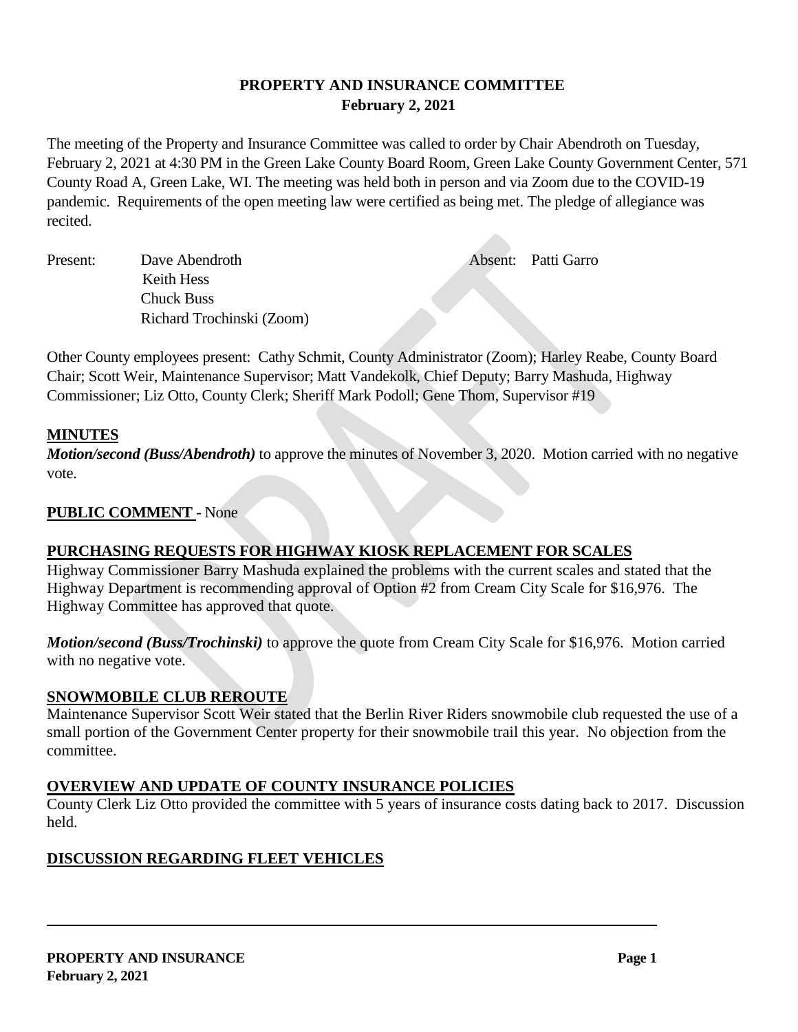# PROPERTY AND INSURANCE COMMITTEE
**February 2, 2021**

The meeting of the Property and Insurance Committee was called to order by Chair Abendroth on Tuesday, February 2, 2021 at 4:30 PM in the Green Lake County Board Room, Green Lake County Government Center, 571 County Road A, Green Lake, WI. The meeting was held both in person and via Zoom due to the COVID-19 pandemic. Requirements of the open meeting law were certified as being met. The pledge of allegiance was recited.

Present: Dave Abendroth
Keith Hess
Chuck Buss
Richard Trochinski (Zoom)

Absent: Patti Garro

Other County employees present: Cathy Schmit, County Administrator (Zoom); Harley Reabe, County Board Chair; Scott Weir, Maintenance Supervisor; Matt Vandekolk, Chief Deputy; Barry Mashuda, Highway Commissioner; Liz Otto, County Clerk; Sheriff Mark Podoll; Gene Thom, Supervisor #19

## MINUTES

***Motion/second (Buss/Abendroth)*** to approve the minutes of November 3, 2020. Motion carried with no negative vote.

## PUBLIC COMMENT - None

## PURCHASING REQUESTS FOR HIGHWAY KIOSK REPLACEMENT FOR SCALES

Highway Commissioner Barry Mashuda explained the problems with the current scales and stated that the Highway Department is recommending approval of Option #2 from Cream City Scale for $16,976. The Highway Committee has approved that quote.

***Motion/second (Buss/Trochinski)*** to approve the quote from Cream City Scale for $16,976. Motion carried with no negative vote.

## SNOWMOBILE CLUB REROUTE

Maintenance Supervisor Scott Weir stated that the Berlin River Riders snowmobile club requested the use of a small portion of the Government Center property for their snowmobile trail this year. No objection from the committee.

## OVERVIEW AND UPDATE OF COUNTY INSURANCE POLICIES

County Clerk Liz Otto provided the committee with 5 years of insurance costs dating back to 2017. Discussion held.

## DISCUSSION REGARDING FLEET VEHICLES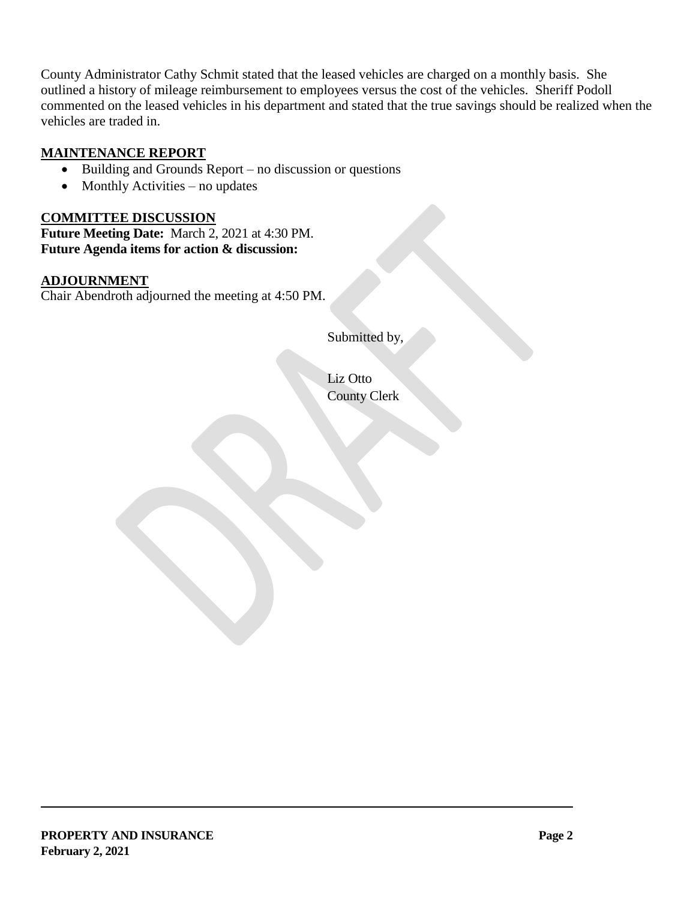County Administrator Cathy Schmit stated that the leased vehicles are charged on a monthly basis. She outlined a history of mileage reimbursement to employees versus the cost of the vehicles. Sheriff Podoll commented on the leased vehicles in his department and stated that the true savings should be realized when the vehicles are traded in.

## MAINTENANCE REPORT

- Building and Grounds Report – no discussion or questions
- Monthly Activities – no updates

## COMMITTEE DISCUSSION

**Future Meeting Date:** March 2, 2021 at 4:30 PM.
**Future Agenda items for action & discussion:**

## ADJOURNMENT

Chair Abendroth adjourned the meeting at 4:50 PM.

Submitted by,

Liz Otto
County Clerk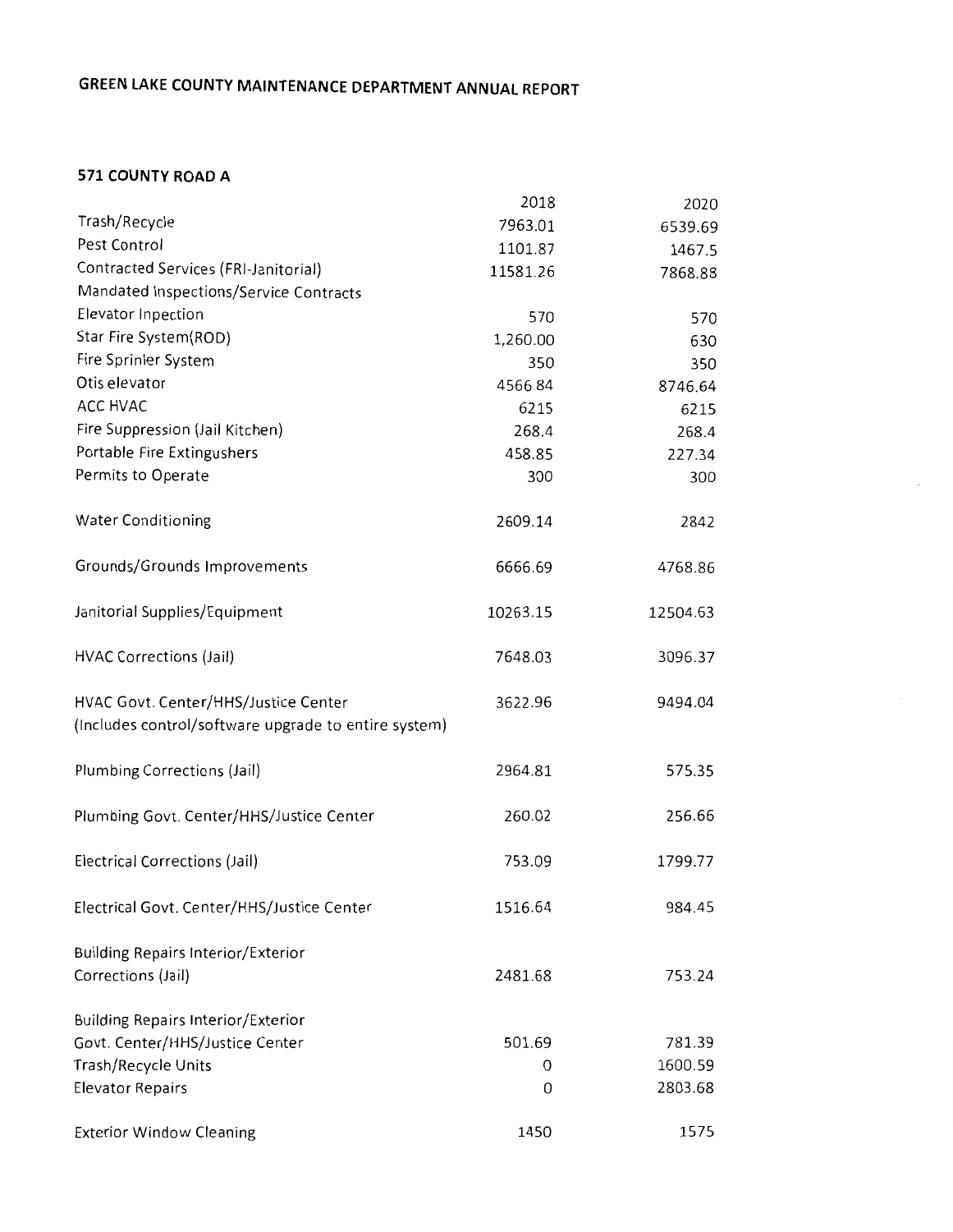# GREEN LAKE COUNTY MAINTENANCE DEPARTMENT ANNUAL REPORT

## 571 COUNTY ROAD A

| | 2018 | 2020 |
|---|---|---|
| Trash/Recycle | 7963.01 | 6539.69 |
| Pest Control | 1101.87 | 1467.5 |
| Contracted Services (FRI-Janitorial) | 11581.26 | 7868.88 |
| Mandated Inspections/Service Contracts | | |
| Elevator Inpection | 570 | 570 |
| Star Fire System(ROD) | 1,260.00 | 630 |
| Fire Sprinler System | 350 | 350 |
| Otis elevator | 4566.84 | 8746.64 |
| ACC HVAC | 6215 | 6215 |
| Fire Suppression (Jail Kitchen) | 268.4 | 268.4 |
| Portable Fire Extingushers | 458.85 | 227.34 |
| Permits to Operate | 300 | 300 |
| Water Conditioning | 2609.14 | 2842 |
| Grounds/Grounds Improvements | 6666.69 | 4768.86 |
| Janitorial Supplies/Equipment | 10263.15 | 12504.63 |
| HVAC Corrections (Jail) | 7648.03 | 3096.37 |
| HVAC Govt. Center/HHS/Justice Center (Includes control/software upgrade to entire system) | 3622.96 | 9494.04 |
| Plumbing Corrections (Jail) | 2964.81 | 575.35 |
| Plumbing Govt. Center/HHS/Justice Center | 260.02 | 256.66 |
| Electrical Corrections (Jail) | 753.09 | 1799.77 |
| Electrical Govt. Center/HHS/Justice Center | 1516.64 | 984.45 |
| Building Repairs Interior/Exterior Corrections (Jail) | 2481.68 | 753.24 |
| Building Repairs Interior/Exterior Govt. Center/HHS/Justice Center | 501.69 | 781.39 |
| Trash/Recycle Units | 0 | 1600.59 |
| Elevator Repairs | 0 | 2803.68 |
| Exterior Window Cleaning | 1450 | 1575 |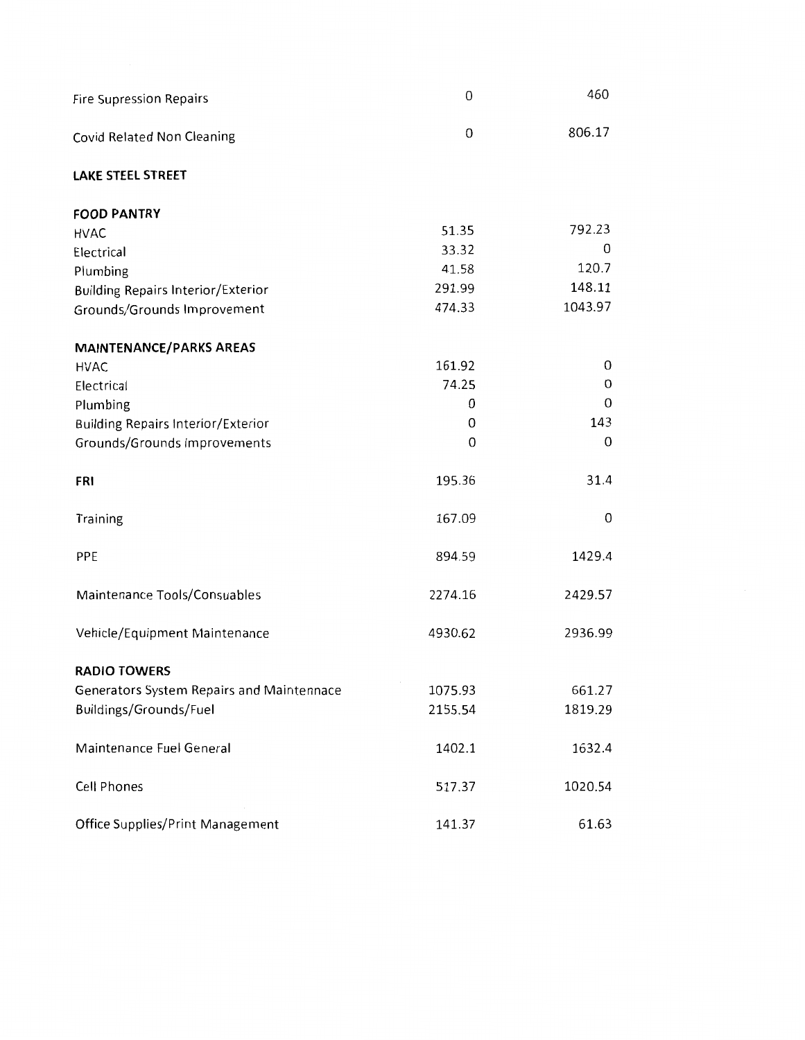| | | |
|---|---|---|
| Fire Supression Repairs | 0 | 460 |
| Covid Related Non Cleaning | 0 | 806.17 |
| **LAKE STEEL STREET** | | |
| **FOOD PANTRY** | | |
| HVAC | 51.35 | 792.23 |
| Electrical | 33.32 | 0 |
| Plumbing | 41.58 | 120.7 |
| Building Repairs Interior/Exterior | 291.99 | 148.11 |
| Grounds/Grounds Improvement | 474.33 | 1043.97 |
| **MAINTENANCE/PARKS AREAS** | | |
| HVAC | 161.92 | 0 |
| Electrical | 74.25 | 0 |
| Plumbing | 0 | 0 |
| Building Repairs Interior/Exterior | 0 | 143 |
| Grounds/Grounds Improvements | 0 | 0 |
| **FRI** | 195.36 | 31.4 |
| Training | 167.09 | 0 |
| PPE | 894.59 | 1429.4 |
| Maintenance Tools/Consuables | 2274.16 | 2429.57 |
| Vehicle/Equipment Maintenance | 4930.62 | 2936.99 |
| **RADIO TOWERS** | | |
| Generators System Repairs and Maintennace | 1075.93 | 661.27 |
| Buildings/Grounds/Fuel | 2155.54 | 1819.29 |
| Maintenance Fuel General | 1402.1 | 1632.4 |
| Cell Phones | 517.37 | 1020.54 |
| Office Supplies/Print Management | 141.37 | 61.63 |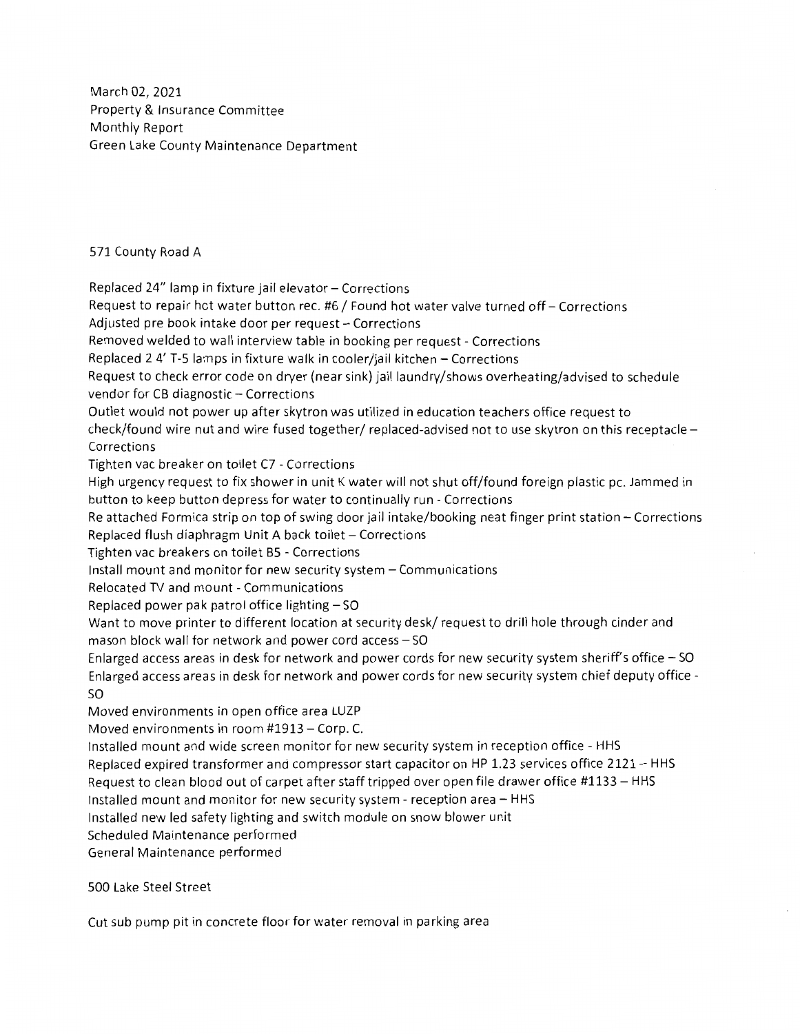March 02, 2021
Property & Insurance Committee
Monthly Report
Green Lake County Maintenance Department

571 County Road A

Replaced 24" lamp in fixture jail elevator – Corrections
Request to repair hot water button rec. #6 / Found hot water valve turned off – Corrections
Adjusted pre book intake door per request – Corrections
Removed welded to wall interview table in booking per request - Corrections
Replaced 2 4' T-5 lamps in fixture walk in cooler/jail kitchen – Corrections
Request to check error code on dryer (near sink) jail laundry/shows overheating/advised to schedule vendor for CB diagnostic – Corrections
Outlet would not power up after skytron was utilized in education teachers office request to check/found wire nut and wire fused together/ replaced-advised not to use skytron on this receptacle – Corrections
Tighten vac breaker on toilet C7 - Corrections
High urgency request to fix shower in unit K water will not shut off/found foreign plastic pc. Jammed in button to keep button depress for water to continually run - Corrections
Re attached Formica strip on top of swing door jail intake/booking neat finger print station – Corrections
Replaced flush diaphragm Unit A back toilet – Corrections
Tighten vac breakers on toilet B5 - Corrections
Install mount and monitor for new security system – Communications
Relocated TV and mount - Communications
Replaced power pak patrol office lighting – SO
Want to move printer to different location at security desk/ request to drill hole through cinder and mason block wall for network and power cord access – SO
Enlarged access areas in desk for network and power cords for new security system sheriff's office – SO
Enlarged access areas in desk for network and power cords for new security system chief deputy office - SO
Moved environments in open office area LUZP
Moved environments in room #1913 – Corp. C.
Installed mount and wide screen monitor for new security system in reception office - HHS
Replaced expired transformer and compressor start capacitor on HP 1.23 services office 2121 – HHS
Request to clean blood out of carpet after staff tripped over open file drawer office #1133 – HHS
Installed mount and monitor for new security system - reception area – HHS
Installed new led safety lighting and switch module on snow blower unit
Scheduled Maintenance performed
General Maintenance performed

500 Lake Steel Street

Cut sub pump pit in concrete floor for water removal in parking area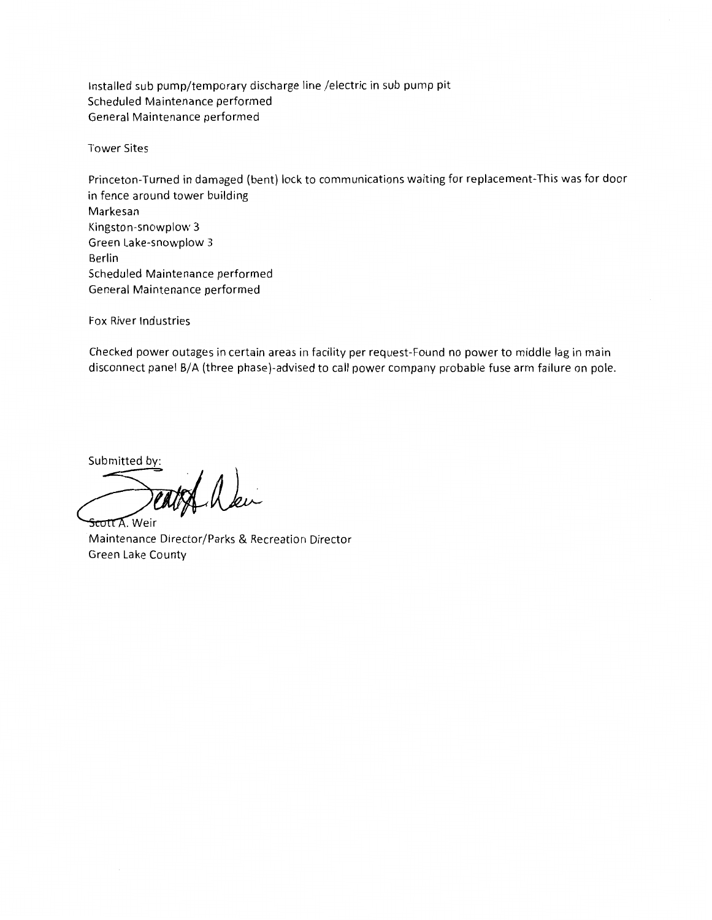Installed sub pump/temporary discharge line /electric in sub pump pit
Scheduled Maintenance performed
General Maintenance performed

Tower Sites

Princeton-Turned in damaged (bent) lock to communications waiting for replacement-This was for door in fence around tower building
Markesan
Kingston-snowplow 3
Green Lake-snowplow 3
Berlin
Scheduled Maintenance performed
General Maintenance performed

Fox River Industries

Checked power outages in certain areas in facility per request-Found no power to middle lag in main disconnect panel B/A (three phase)-advised to call power company probable fuse arm failure on pole.

Submitted by:

Scott A. Weir
Maintenance Director/Parks & Recreation Director
Green Lake County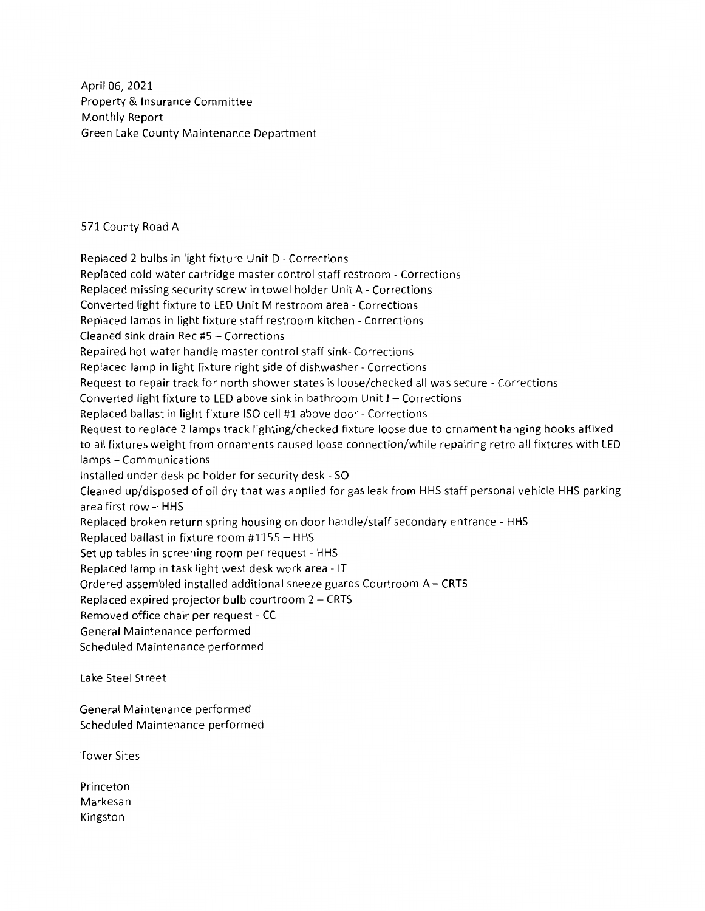April 06, 2021
Property & Insurance Committee
Monthly Report
Green Lake County Maintenance Department

571 County Road A

Replaced 2 bulbs in light fixture Unit D - Corrections
Replaced cold water cartridge master control staff restroom - Corrections
Replaced missing security screw in towel holder Unit A - Corrections
Converted light fixture to LED Unit M restroom area - Corrections
Replaced lamps in light fixture staff restroom kitchen - Corrections
Cleaned sink drain Rec #5 – Corrections
Repaired hot water handle master control staff sink- Corrections
Replaced lamp in light fixture right side of dishwasher - Corrections
Request to repair track for north shower states is loose/checked all was secure - Corrections
Converted light fixture to LED above sink in bathroom Unit J – Corrections
Replaced ballast in light fixture ISO cell #1 above door - Corrections
Request to replace 2 lamps track lighting/checked fixture loose due to ornament hanging hooks affixed to all fixtures weight from ornaments caused loose connection/while repairing retro all fixtures with LED lamps – Communications
Installed under desk pc holder for security desk - SO
Cleaned up/disposed of oil dry that was applied for gas leak from HHS staff personal vehicle HHS parking area first row – HHS
Replaced broken return spring housing on door handle/staff secondary entrance - HHS
Replaced ballast in fixture room #1155 – HHS
Set up tables in screening room per request - HHS
Replaced lamp in task light west desk work area - IT
Ordered assembled installed additional sneeze guards Courtroom A – CRTS
Replaced expired projector bulb courtroom 2 – CRTS
Removed office chair per request - CC
General Maintenance performed
Scheduled Maintenance performed

Lake Steel Street

General Maintenance performed
Scheduled Maintenance performed

Tower Sites

Princeton
Markesan
Kingston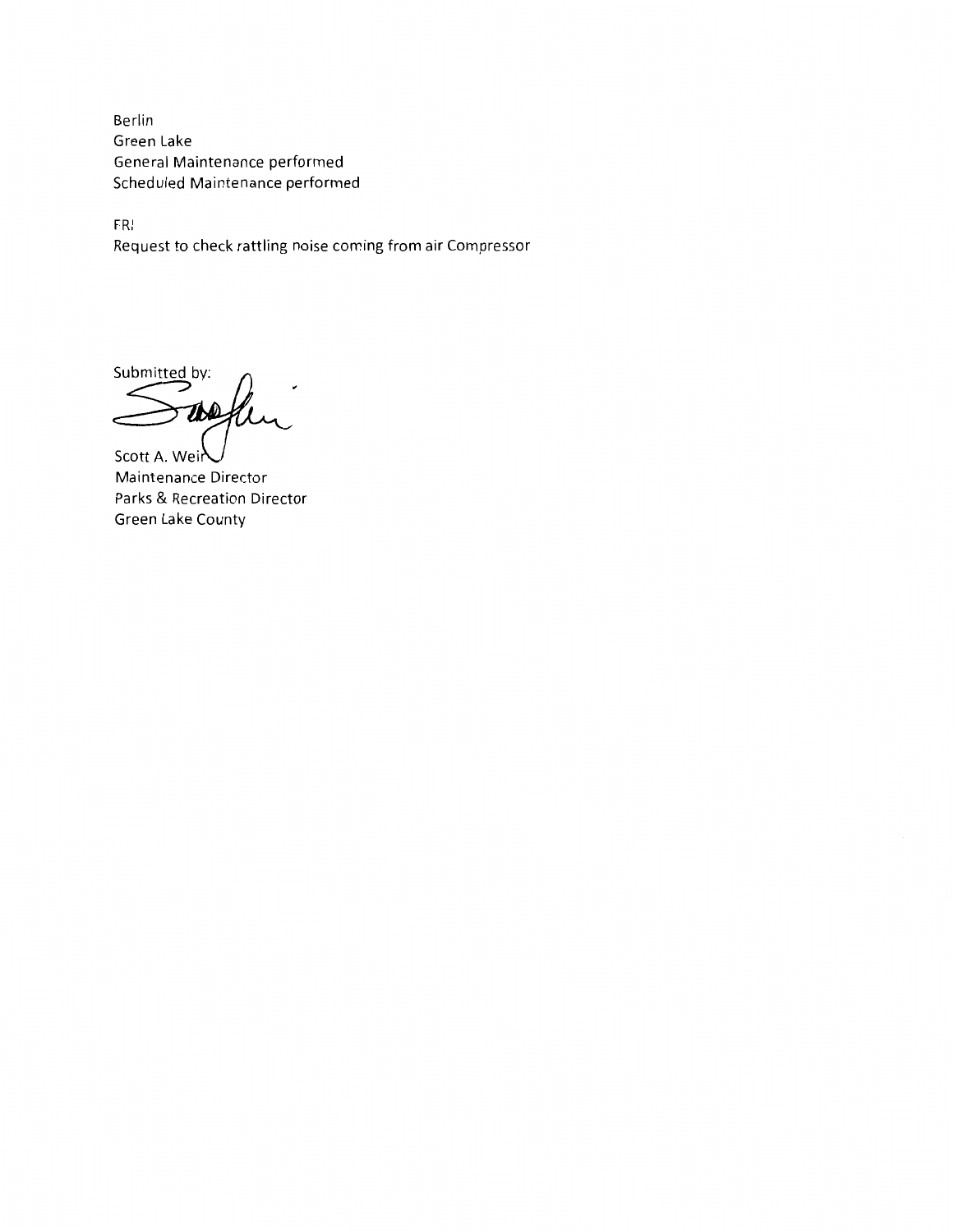Berlin
Green Lake
General Maintenance performed
Scheduled Maintenance performed

FRI
Request to check rattling noise coming from air Compressor

Submitted by:

Scott A. Weir
Maintenance Director
Parks & Recreation Director
Green Lake County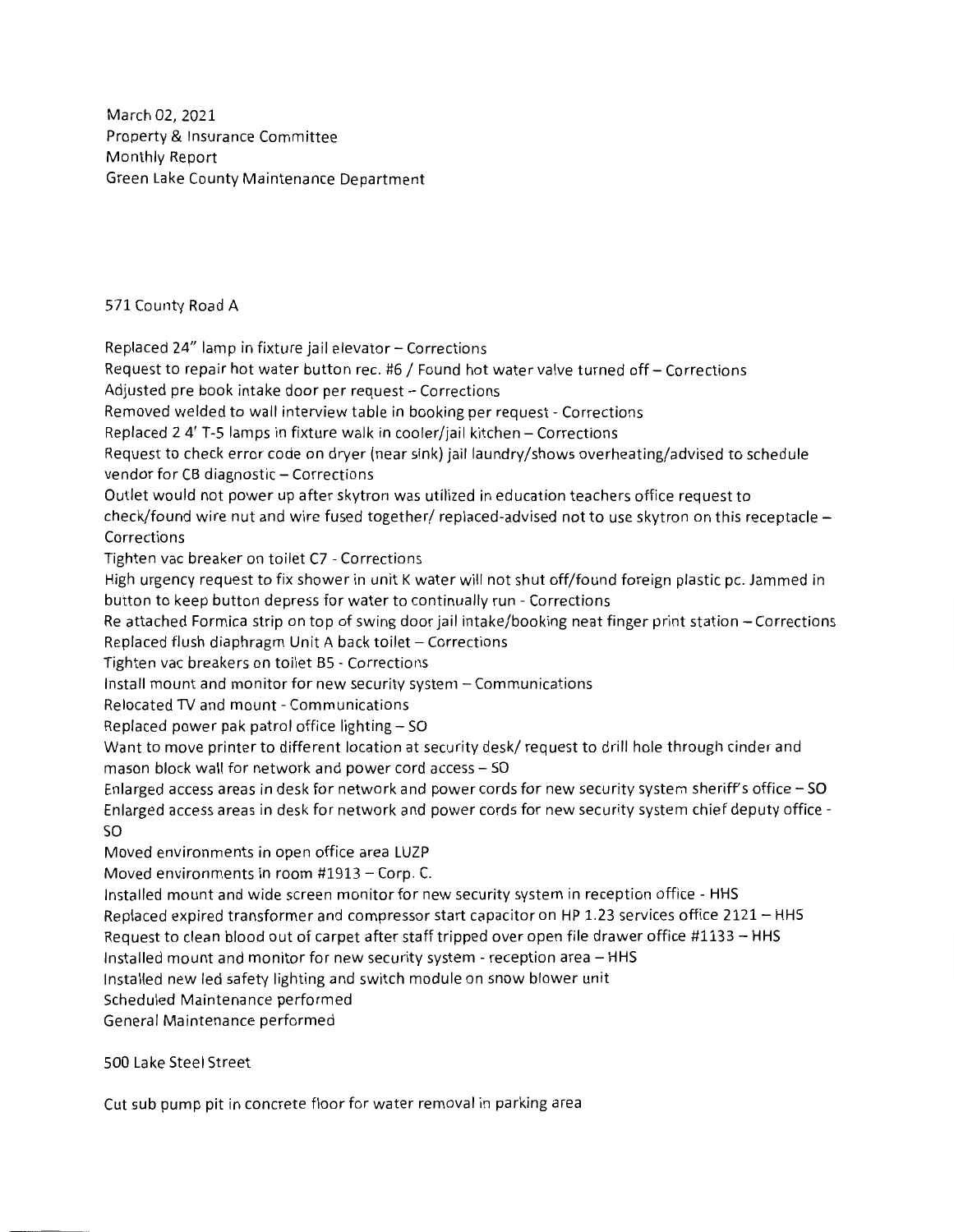March 02, 2021
Property & Insurance Committee
Monthly Report
Green Lake County Maintenance Department

571 County Road A

Replaced 24" lamp in fixture jail elevator – Corrections
Request to repair hot water button rec. #6 / Found hot water valve turned off – Corrections
Adjusted pre book intake door per request – Corrections
Removed welded to wall interview table in booking per request - Corrections
Replaced 2 4' T-5 lamps in fixture walk in cooler/jail kitchen – Corrections
Request to check error code on dryer (near sink) jail laundry/shows overheating/advised to schedule vendor for CB diagnostic – Corrections
Outlet would not power up after skytron was utilized in education teachers office request to check/found wire nut and wire fused together/ replaced-advised not to use skytron on this receptacle – Corrections
Tighten vac breaker on toilet C7 - Corrections
High urgency request to fix shower in unit K water will not shut off/found foreign plastic pc. Jammed in button to keep button depress for water to continually run - Corrections
Re attached Formica strip on top of swing door jail intake/booking neat finger print station – Corrections
Replaced flush diaphragm Unit A back toilet – Corrections
Tighten vac breakers on toilet B5 - Corrections
Install mount and monitor for new security system – Communications
Relocated TV and mount - Communications
Replaced power pak patrol office lighting – SO
Want to move printer to different location at security desk/ request to drill hole through cinder and mason block wall for network and power cord access – SO
Enlarged access areas in desk for network and power cords for new security system sheriff's office – SO
Enlarged access areas in desk for network and power cords for new security system chief deputy office - SO
Moved environments in open office area LUZP
Moved environments in room #1913 – Corp. C.
Installed mount and wide screen monitor for new security system in reception office - HHS
Replaced expired transformer and compressor start capacitor on HP 1.23 services office 2121 – HHS
Request to clean blood out of carpet after staff tripped over open file drawer office #1133 – HHS
Installed mount and monitor for new security system - reception area – HHS
Installed new led safety lighting and switch module on snow blower unit
Scheduled Maintenance performed
General Maintenance performed

500 Lake Steel Street

Cut sub pump pit in concrete floor for water removal in parking area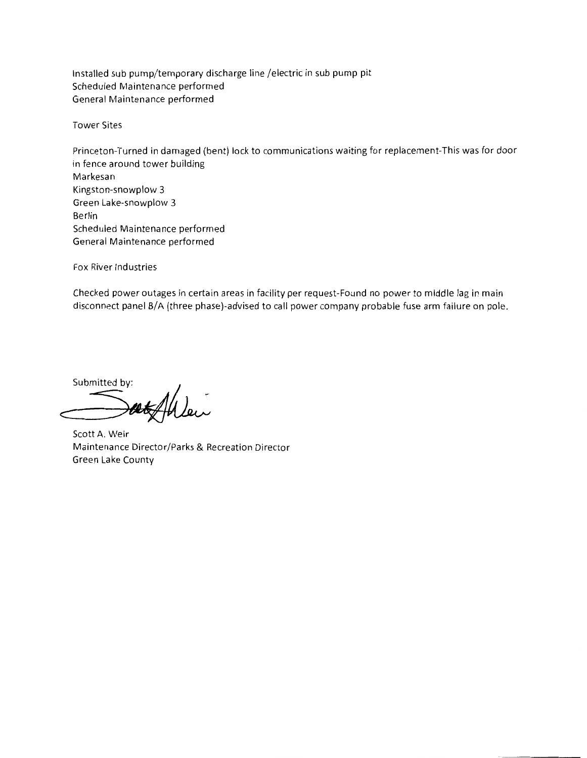Installed sub pump/temporary discharge line /electric in sub pump pit
Scheduled Maintenance performed
General Maintenance performed

Tower Sites

Princeton-Turned in damaged (bent) lock to communications waiting for replacement-This was for door in fence around tower building
Markesan
Kingston-snowplow 3
Green Lake-snowplow 3
Berlin
Scheduled Maintenance performed
General Maintenance performed

Fox River Industries

Checked power outages in certain areas in facility per request-Found no power to middle lag in main disconnect panel B/A (three phase)-advised to call power company probable fuse arm failure on pole.

Submitted by:

Scott A. Weir
Maintenance Director/Parks & Recreation Director
Green Lake County